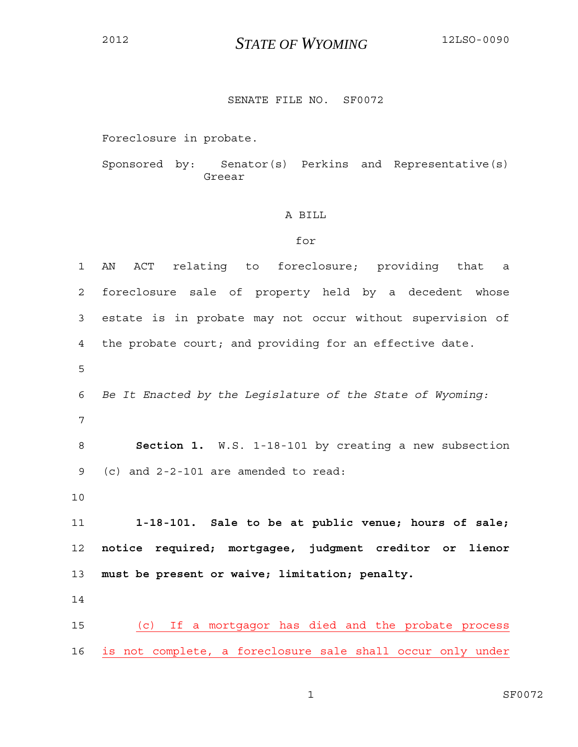2012 **STATE OF WYOMING** 12LSO-0090

SENATE FILE NO. SF0072

Foreclosure in probate.

Sponsored by: Senator(s) Perkins and Representative(s) Greear

A BILL

for

1 AN ACT relating to foreclosure; providing that a
2 foreclosure sale of property held by a decedent whose
3 estate is in probate may not occur without supervision of
4 the probate court; and providing for an effective date.

5

6 *Be It Enacted by the Legislature of the State of Wyoming:*

7

8 **Section 1.** W.S. 1-18-101 by creating a new subsection
9 (c) and 2-2-101 are amended to read:

10

11 **1-18-101. Sale to be at public venue; hours of sale;**
12 **notice required; mortgagee, judgment creditor or lienor**
13 **must be present or waive; limitation; penalty.**

14

15 <u>(c) If a mortgagor has died and the probate process</u>
16 <u>is not complete, a foreclosure sale shall occur only under</u>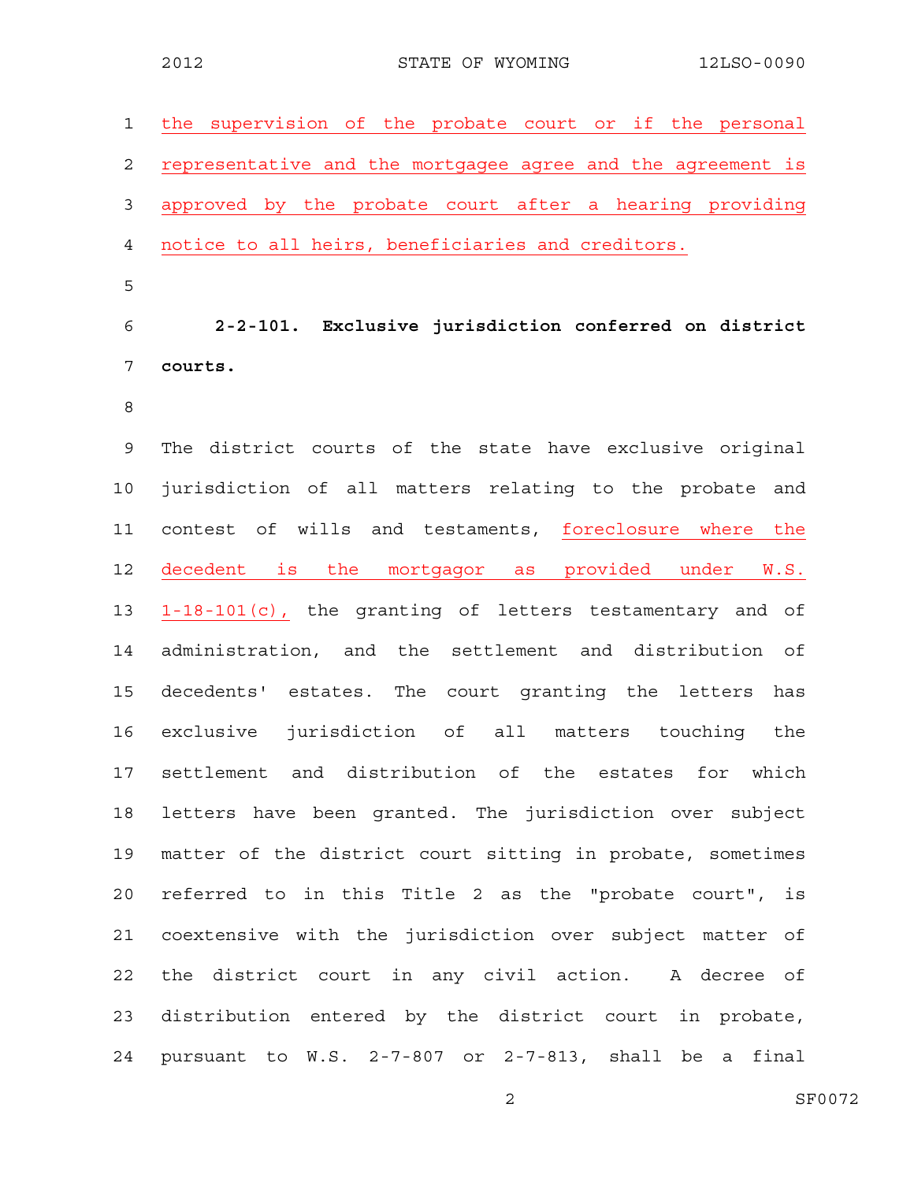the supervision of the probate court or if the personal representative and the mortgagee agree and the agreement is approved by the probate court after a hearing providing notice to all heirs, beneficiaries and creditors.

**2-2-101. Exclusive jurisdiction conferred on district courts.**

The district courts of the state have exclusive original jurisdiction of all matters relating to the probate and contest of wills and testaments, foreclosure where the decedent is the mortgagor as provided under W.S. 1-18-101(c), the granting of letters testamentary and of administration, and the settlement and distribution of decedents' estates. The court granting the letters has exclusive jurisdiction of all matters touching the settlement and distribution of the estates for which letters have been granted. The jurisdiction over subject matter of the district court sitting in probate, sometimes referred to in this Title 2 as the "probate court", is coextensive with the jurisdiction over subject matter of the district court in any civil action. A decree of distribution entered by the district court in probate, pursuant to W.S. 2-7-807 or 2-7-813, shall be a final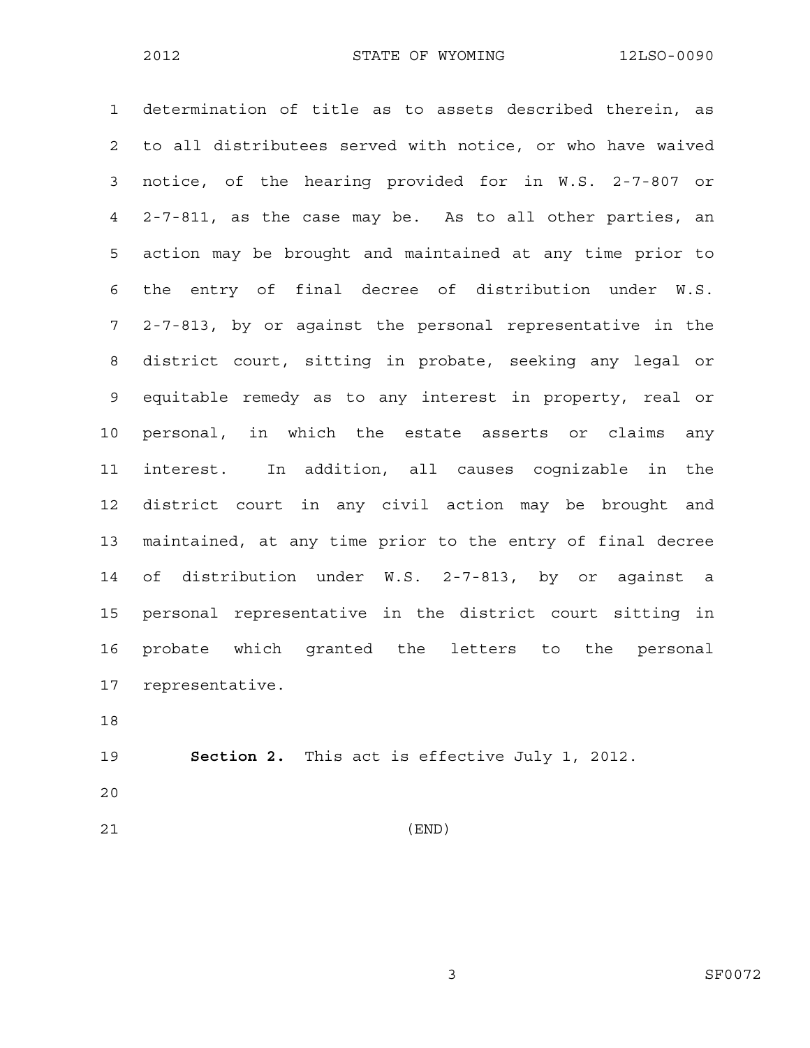determination of title as to assets described therein, as to all distributees served with notice, or who have waived notice, of the hearing provided for in W.S. 2-7-807 or 2-7-811, as the case may be. As to all other parties, an action may be brought and maintained at any time prior to the entry of final decree of distribution under W.S. 2-7-813, by or against the personal representative in the district court, sitting in probate, seeking any legal or equitable remedy as to any interest in property, real or personal, in which the estate asserts or claims any interest. In addition, all causes cognizable in the district court in any civil action may be brought and maintained, at any time prior to the entry of final decree of distribution under W.S. 2-7-813, by or against a personal representative in the district court sitting in probate which granted the letters to the personal representative.

**Section 2.** This act is effective July 1, 2012.

(END)